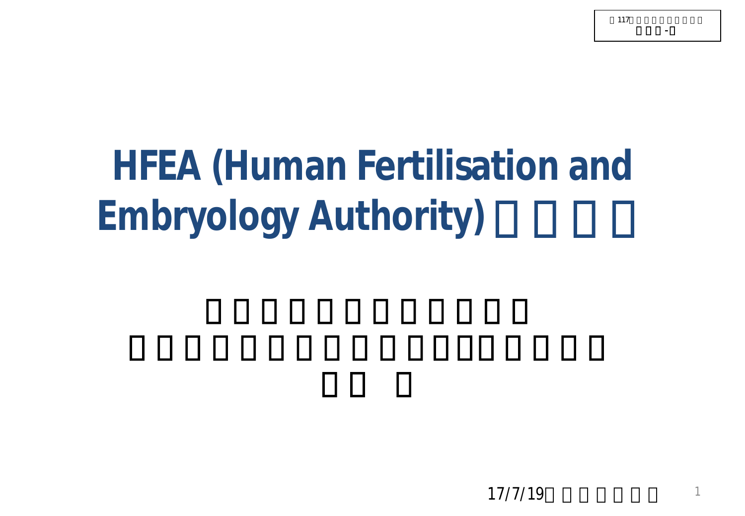# HFEA (Human Fertilisation and Embryology Authority)

17/7/19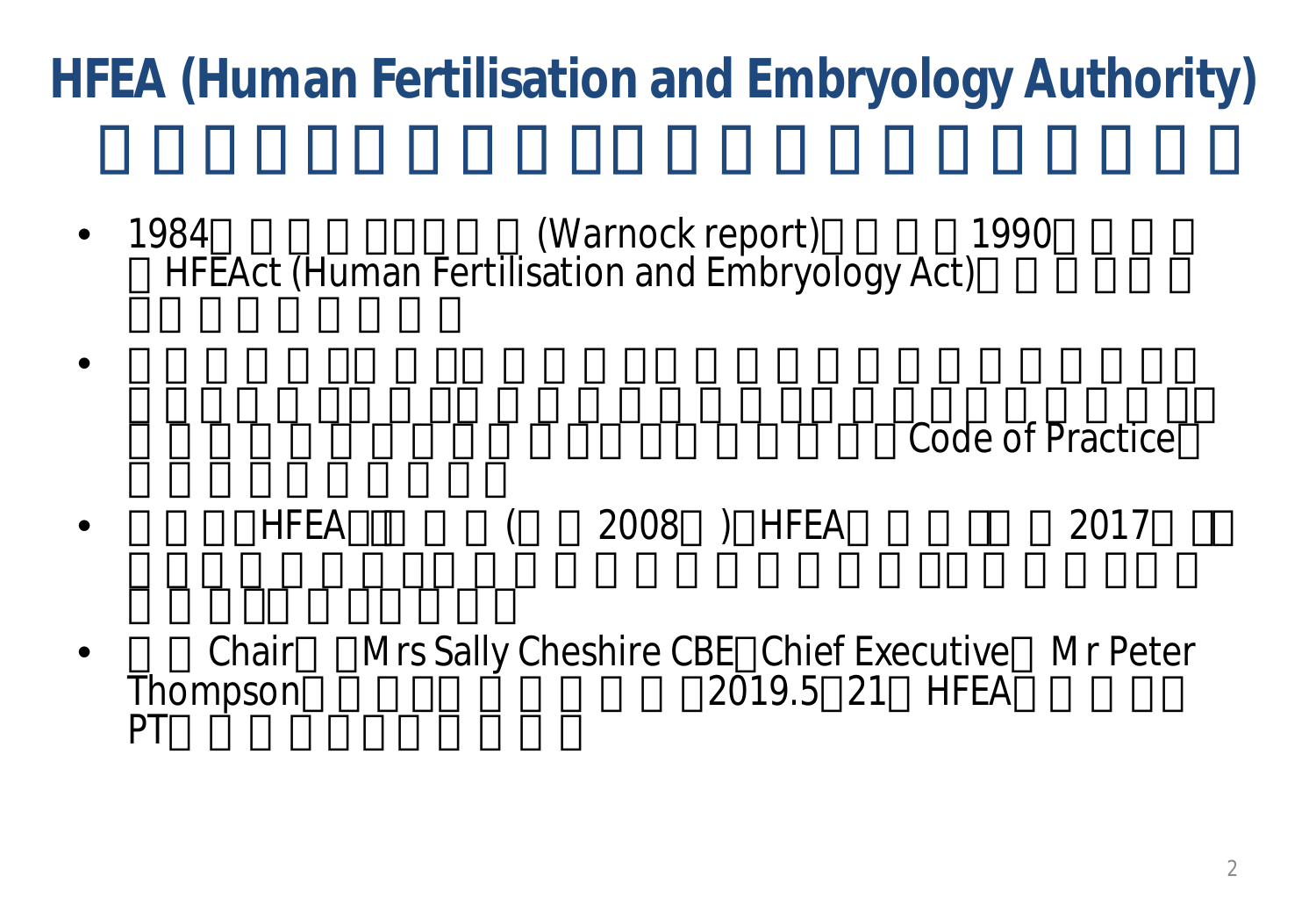# HFEA (Human Fertilisation and Embryology Authority)

# □□□□□□□□□□□□□□□□□□□□

- 1984□□□□□□□□□(Warnock report)□□□□1990□□□□□HFEAct (Human Fertilisation and Embryology Act)□□□□□□□□□□□□□□□□
- □□□□□□□□□□□□□□□□□□□□□□□□□□□□□□□□□□□□□□□□□□□□□□□□□□□□□□□□□□□□□□□□□□□□□□□□□□□□□Code of Practice□□□□□□□□□□□
- □□□□HFEA□□□□□(□□2008□)□HFEA□□□□□□2017□□□□□□□□□□□□□□□□□□□□□□□□□□□□□□□□□□□□□□□□□□□□□□□
- □□Chair□□Mrs Sally Cheshire CBE□Chief Executive□ Mr Peter Thompson□□□□□□□□□□□□2019.5□21□HFEA□□□□□□PT□□□□□□□□□□□□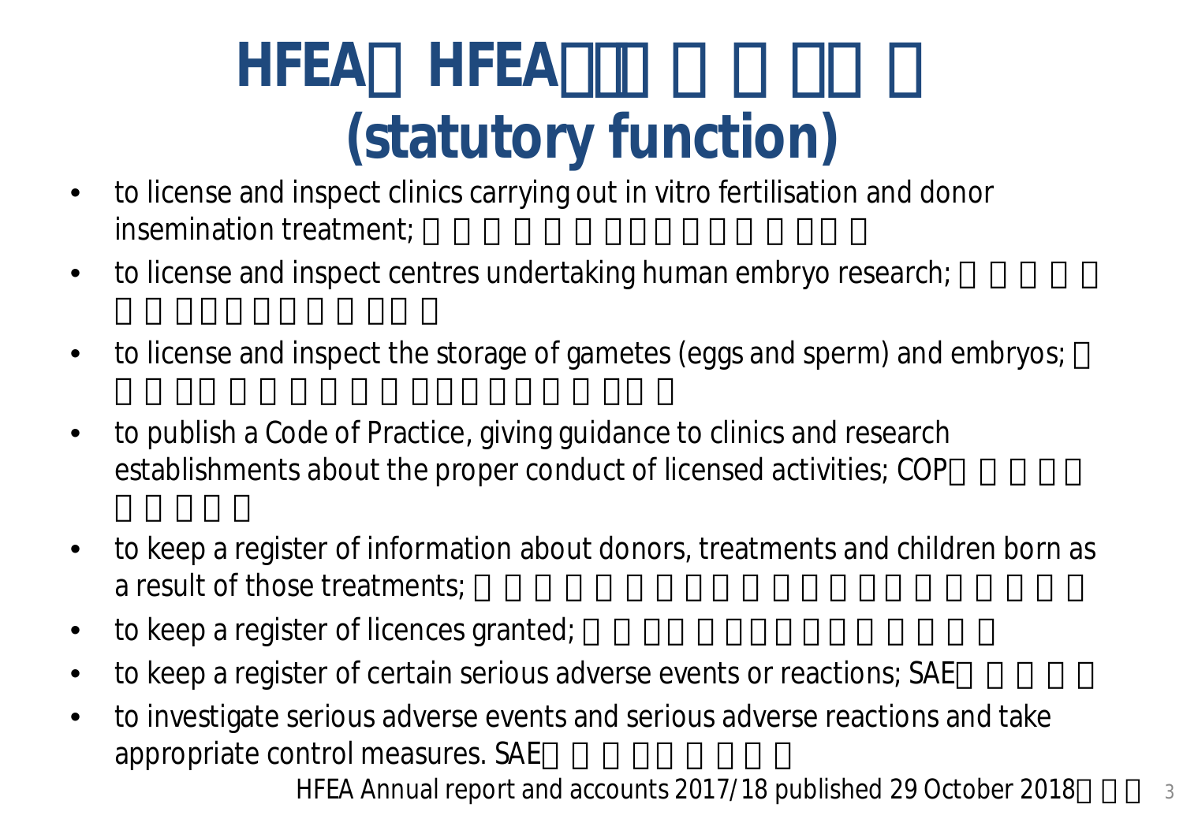# HFEA HFEA (statutory function)

- to license and inspect clinics carrying out in vitro fertilisation and donor insemination treatment;
- to license and inspect centres undertaking human embryo research;
- to license and inspect the storage of gametes (eggs and sperm) and embryos;
- to publish a Code of Practice, giving guidance to clinics and research establishments about the proper conduct of licensed activities; COP
- to keep a register of information about donors, treatments and children born as a result of those treatments;
- to keep a register of licences granted;
- to keep a register of certain serious adverse events or reactions; SAE
- to investigate serious adverse events and serious adverse reactions and take appropriate control measures. SAE

HFEA Annual report and accounts 2017/18 published 29 October 2018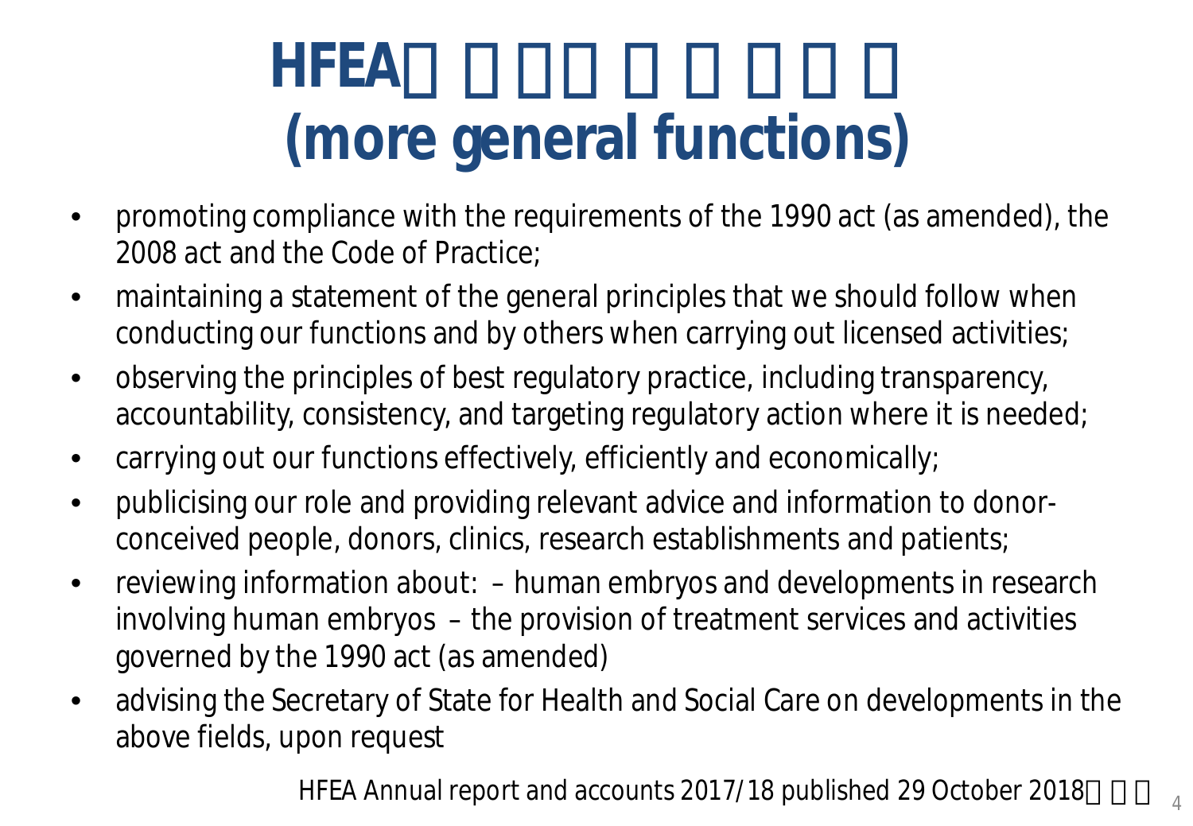# HFEA□ □□□ □ □ □□ □ (more general functions)

- promoting compliance with the requirements of the 1990 act (as amended), the 2008 act and the Code of Practice;
- maintaining a statement of the general principles that we should follow when conducting our functions and by others when carrying out licensed activities;
- observing the principles of best regulatory practice, including transparency, accountability, consistency, and targeting regulatory action where it is needed;
- carrying out our functions effectively, efficiently and economically;
- publicising our role and providing relevant advice and information to donor-conceived people, donors, clinics, research establishments and patients;
- reviewing information about: – human embryos and developments in research involving human embryos – the provision of treatment services and activities governed by the 1990 act (as amended)
- advising the Secretary of State for Health and Social Care on developments in the above fields, upon request

HFEA Annual report and accounts 2017/18 published 29 October 2018□ □ □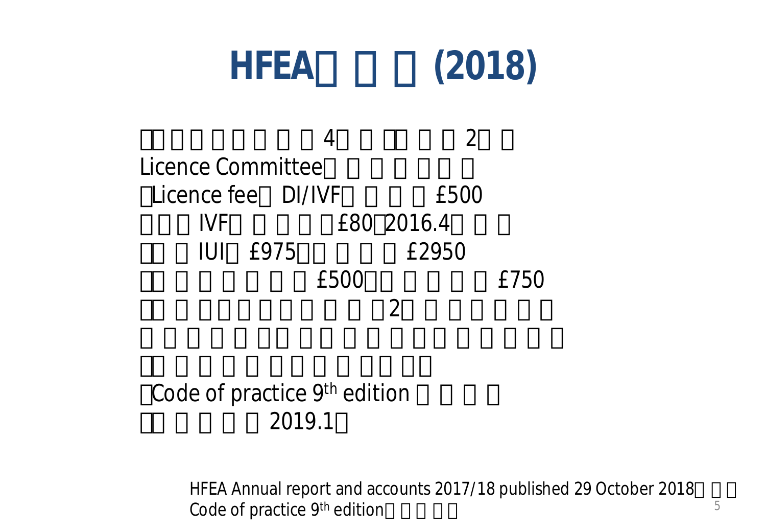# HFEA□□□ (2018)

□□□□□□□□□4□□□□□□2□□
Licence Committee□□□□□□□
□Licence fee□DI/IVF□□□□£500
□□□IVF□□□□□£80□2016.4□□□
□□□IUI□£975□□□□□£2950
□□□□□□□□£500□□□□□□£750
□□□□□□□□□□□□□2□□□□□□□
□□□□□□□□□□□□□□□□□□□□□
□□□□□□□□□□□□□□
□Code of practice $9^{th}$ edition □□□□
□□□□□2019.1□

HFEA Annual report and accounts 2017/18 published 29 October 2018□□□
Code of practice $9^{th}$ edition□□□□□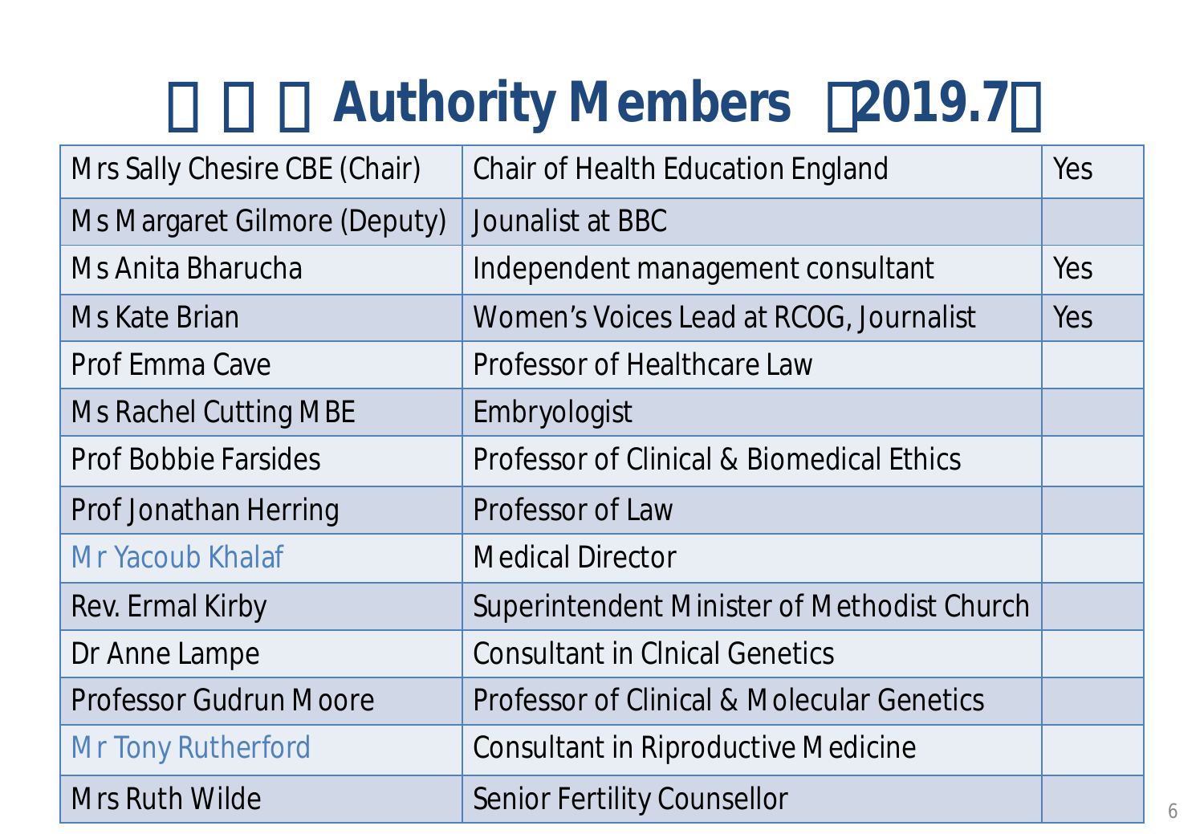# □□□ Authority Members □2019.7□

| Mrs Sally Chesire CBE (Chair) | Chair of Health Education England | Yes |
|---|---|---|
| Ms Margaret Gilmore (Deputy) | Jounalist at BBC | |
| Ms Anita Bharucha | Independent management consultant | Yes |
| Ms Kate Brian | Women's Voices Lead at RCOG, Journalist | Yes |
| Prof Emma Cave | Professor of Healthcare Law | |
| Ms Rachel Cutting MBE | Embryologist | |
| Prof Bobbie Farsides | Professor of Clinical & Biomedical Ethics | |
| Prof Jonathan Herring | Professor of Law | |
| Mr Yacoub Khalaf | Medical Director | |
| Rev. Ermal Kirby | Superintendent Minister of Methodist Church | |
| Dr Anne Lampe | Consultant in Clnical Genetics | |
| Professor Gudrun Moore | Professor of Clinical & Molecular Genetics | |
| Mr Tony Rutherford | Consultant in Riproductive Medicine | |
| Mrs Ruth Wilde | Senior Fertility Counsellor | |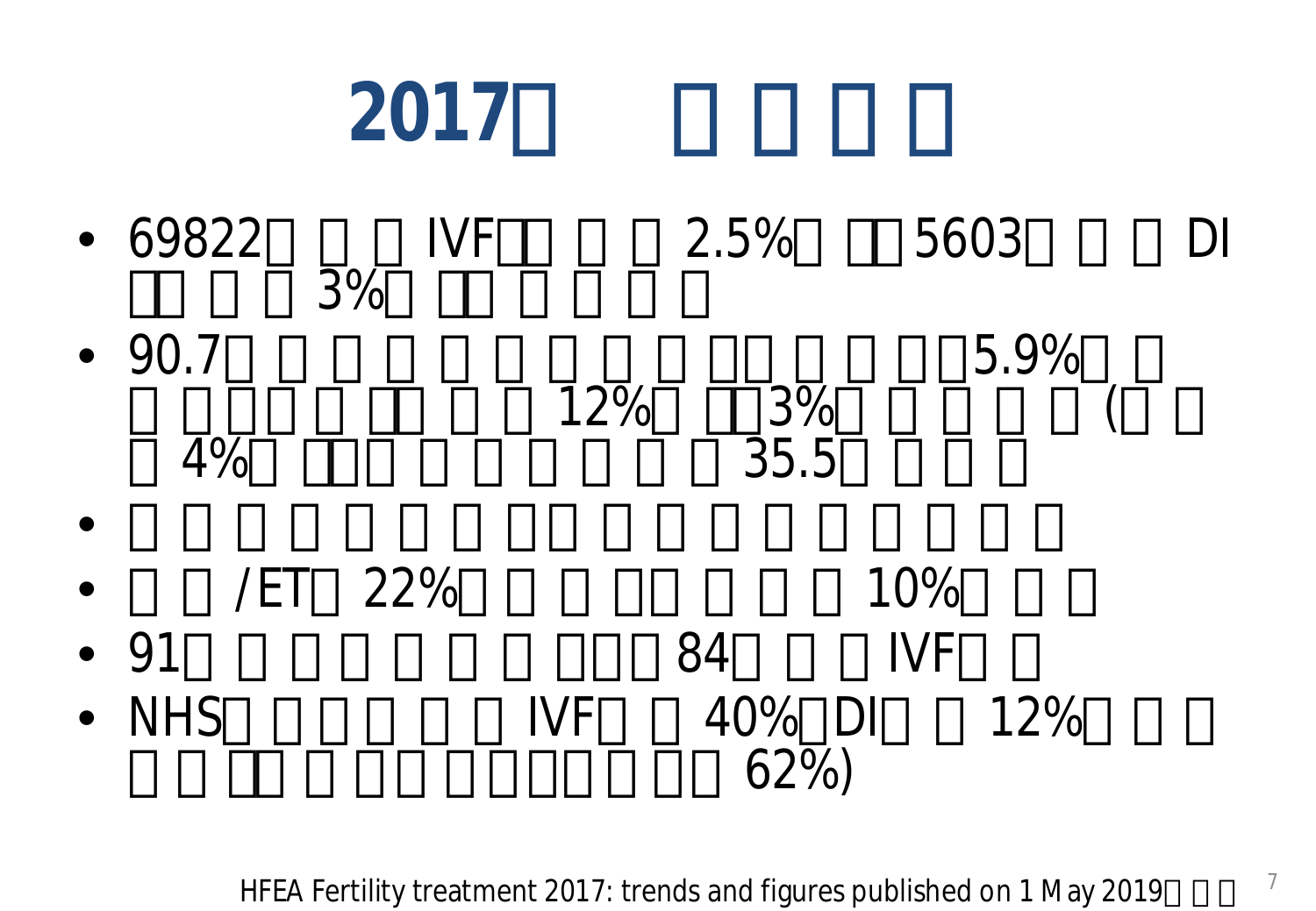# 2017□ □□□□

- 69822□□□IVF□□□□2.5%□□□5603□□□DI □□□□3%□□□□□□□
- 90.7□□□□□□□□□□□□□□5.9%□□ □□□□□□□□□12%□□□3%□□□□□(□□ □4%□□□□□□□□□□35.5□□□□
- □□□□□□□□□□□□□□□□□
- □□/ET□22%□□□□□□□□10%□□□
- 91□□□□□□□□□84□□□IVF□□
- NHS□□□□□□IVF□□40%□DI□□12%□□□ □□□□□□□□□□□□□□62%)

HFEA Fertility treatment 2017: trends and figures published on 1 May 2019□□□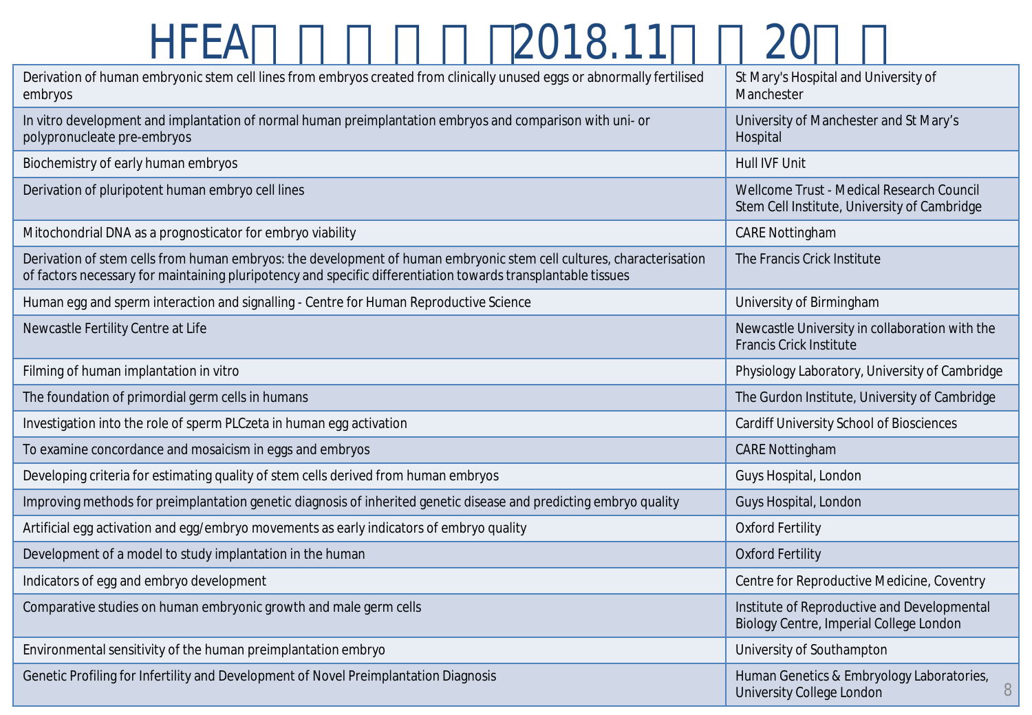# HFEA□□□□□2018.11□□20□□

| | |
|---|---|
| Derivation of human embryonic stem cell lines from embryos created from clinically unused eggs or abnormally fertilised embryos | St Mary's Hospital and University of Manchester |
| In vitro development and implantation of normal human preimplantation embryos and comparison with uni- or polypronucleate pre-embryos | University of Manchester and St Mary's Hospital |
| Biochemistry of early human embryos | Hull IVF Unit |
| Derivation of pluripotent human embryo cell lines | Wellcome Trust - Medical Research Council Stem Cell Institute, University of Cambridge |
| Mitochondrial DNA as a prognosticator for embryo viability | CARE Nottingham |
| Derivation of stem cells from human embryos: the development of human embryonic stem cell cultures, characterisation of factors necessary for maintaining pluripotency and specific differentiation towards transplantable tissues | The Francis Crick Institute |
| Human egg and sperm interaction and signalling - Centre for Human Reproductive Science | University of Birmingham |
| Newcastle Fertility Centre at Life | Newcastle University in collaboration with the Francis Crick Institute |
| Filming of human implantation in vitro | Physiology Laboratory, University of Cambridge |
| The foundation of primordial germ cells in humans | The Gurdon Institute, University of Cambridge |
| Investigation into the role of sperm PLCzeta in human egg activation | Cardiff University School of Biosciences |
| To examine concordance and mosaicism in eggs and embryos | CARE Nottingham |
| Developing criteria for estimating quality of stem cells derived from human embryos | Guys Hospital, London |
| Improving methods for preimplantation genetic diagnosis of inherited genetic disease and predicting embryo quality | Guys Hospital, London |
| Artificial egg activation and egg/embryo movements as early indicators of embryo quality | Oxford Fertility |
| Development of a model to study implantation in the human | Oxford Fertility |
| Indicators of egg and embryo development | Centre for Reproductive Medicine, Coventry |
| Comparative studies on human embryonic growth and male germ cells | Institute of Reproductive and Developmental Biology Centre, Imperial College London |
| Environmental sensitivity of the human preimplantation embryo | University of Southampton |
| Genetic Profiling for Infertility and Development of Novel Preimplantation Diagnosis | Human Genetics & Embryology Laboratories, University College London |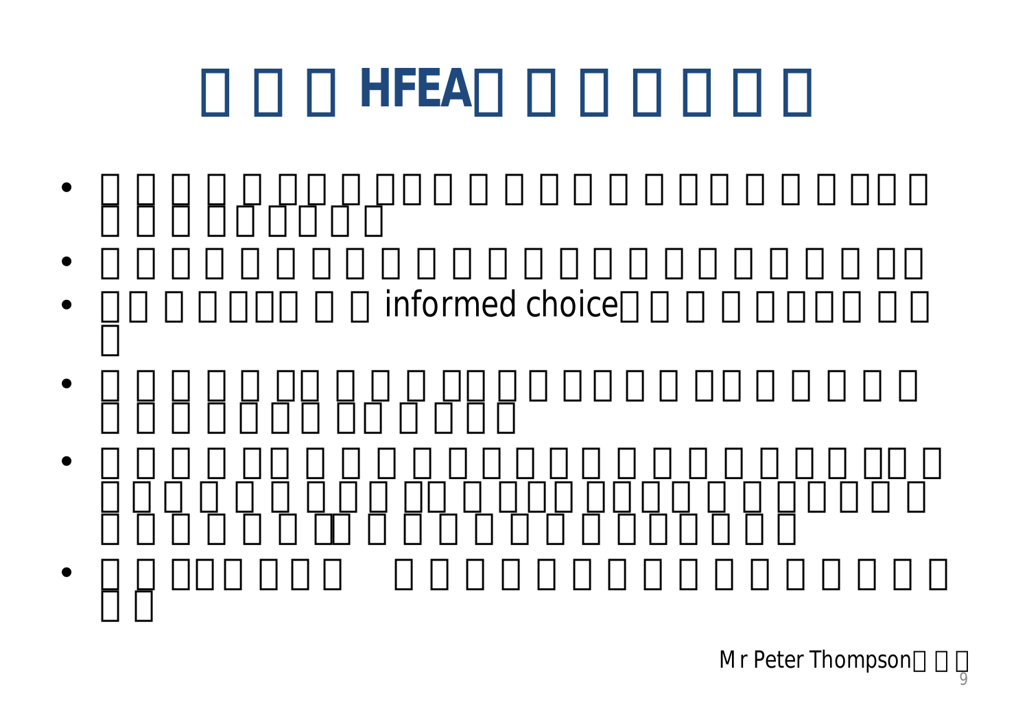# □ □ □ HFEA□ □ □ □ □ □

- □ □ □ □ □ □□ □ □□□ □ □ □ □ □ □ □□ □ □ □□□ □ □ □ □ □□□□□ □
- □ □ □ □ □ □ □ □ □ □ □ □ □ □ □ □ □ □ □ □ □ □ □□
- □□ □ □ □□□ □ □ informed choice□ □ □ □ □□□ □ □ □
- □ □ □ □ □ □□ □ □ □ □□ □ □□ □ □ □ □□ □ □ □ □ □ □ □ □ □ □ □□ □□ □ □□□
- □ □ □ □ □□ □ □ □ □ □ □ □ □ □ □ □ □ □ □ □□ □ □□□ □ □ □ □ □□ □ □□□ □□□□ □ □ □□□□ □ □ □ □ □ □ □ □□ □ □ □ □ □ □ □ □ □□□□□
- □ □ □□□ □□□ □ □ □ □ □ □ □ □ □ □ □ □ □ □ □ □ □ □ □

Mr Peter Thompson□ □ □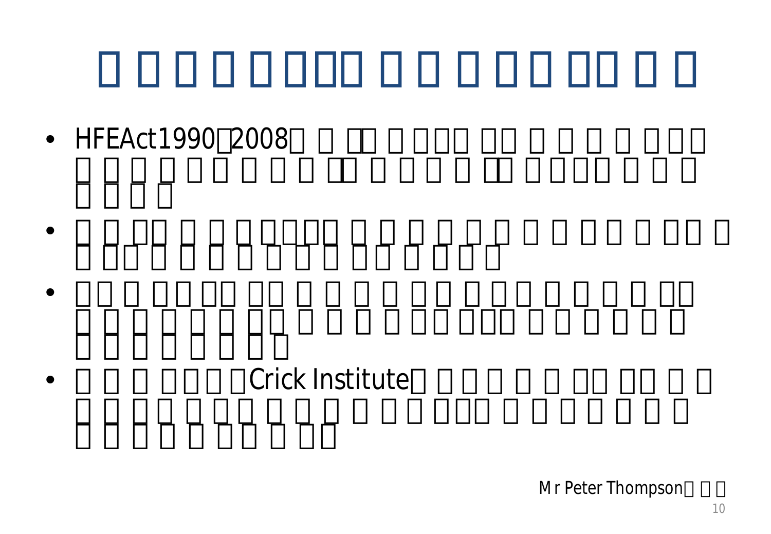- HFEAct1990 2008
- Crick Institute

Mr Peter Thompson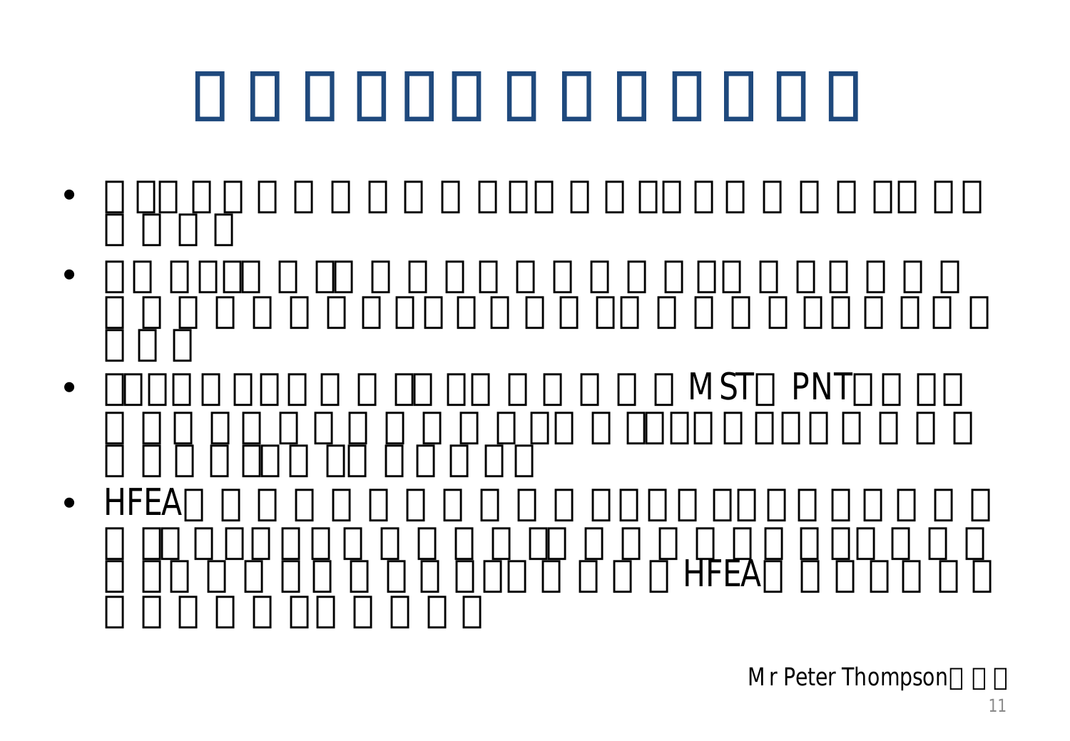- MST PNT
- HFEA HFEA

Mr Peter Thompson